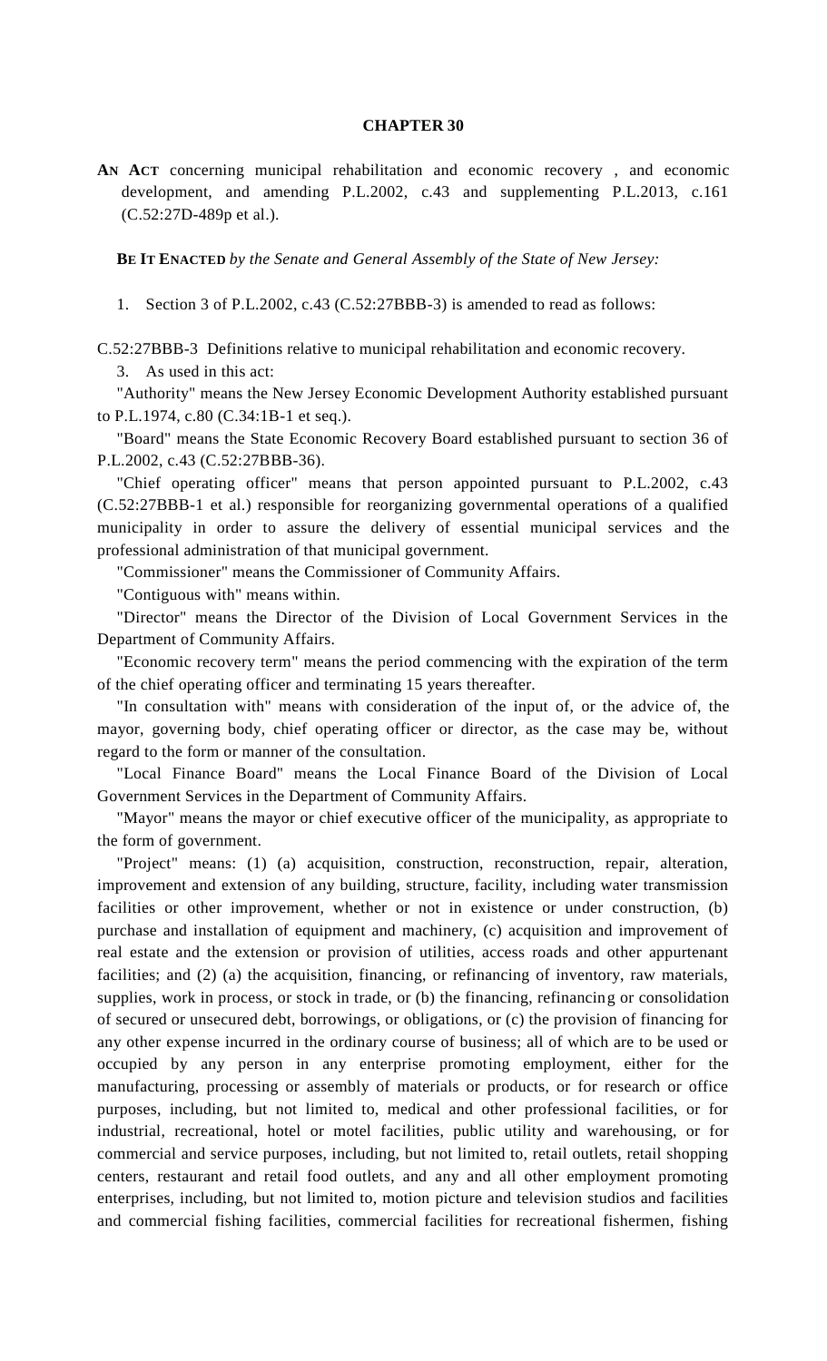# CHAPTER 30

**AN ACT** concerning municipal rehabilitation and economic recovery , and economic development, and amending P.L.2002, c.43 and supplementing P.L.2013, c.161 (C.52:27D-489p et al.).

**BE IT ENACTED** *by the Senate and General Assembly of the State of New Jersey:*

1. Section 3 of P.L.2002, c.43 (C.52:27BBB-3) is amended to read as follows:

C.52:27BBB-3 Definitions relative to municipal rehabilitation and economic recovery.

3. As used in this act:

"Authority" means the New Jersey Economic Development Authority established pursuant to P.L.1974, c.80 (C.34:1B-1 et seq.).

"Board" means the State Economic Recovery Board established pursuant to section 36 of P.L.2002, c.43 (C.52:27BBB-36).

"Chief operating officer" means that person appointed pursuant to P.L.2002, c.43 (C.52:27BBB-1 et al.) responsible for reorganizing governmental operations of a qualified municipality in order to assure the delivery of essential municipal services and the professional administration of that municipal government.

"Commissioner" means the Commissioner of Community Affairs.

"Contiguous with" means within.

"Director" means the Director of the Division of Local Government Services in the Department of Community Affairs.

"Economic recovery term" means the period commencing with the expiration of the term of the chief operating officer and terminating 15 years thereafter.

"In consultation with" means with consideration of the input of, or the advice of, the mayor, governing body, chief operating officer or director, as the case may be, without regard to the form or manner of the consultation.

"Local Finance Board" means the Local Finance Board of the Division of Local Government Services in the Department of Community Affairs.

"Mayor" means the mayor or chief executive officer of the municipality, as appropriate to the form of government.

"Project" means: (1) (a) acquisition, construction, reconstruction, repair, alteration, improvement and extension of any building, structure, facility, including water transmission facilities or other improvement, whether or not in existence or under construction, (b) purchase and installation of equipment and machinery, (c) acquisition and improvement of real estate and the extension or provision of utilities, access roads and other appurtenant facilities; and (2) (a) the acquisition, financing, or refinancing of inventory, raw materials, supplies, work in process, or stock in trade, or (b) the financing, refinancing or consolidation of secured or unsecured debt, borrowings, or obligations, or (c) the provision of financing for any other expense incurred in the ordinary course of business; all of which are to be used or occupied by any person in any enterprise promoting employment, either for the manufacturing, processing or assembly of materials or products, or for research or office purposes, including, but not limited to, medical and other professional facilities, or for industrial, recreational, hotel or motel facilities, public utility and warehousing, or for commercial and service purposes, including, but not limited to, retail outlets, retail shopping centers, restaurant and retail food outlets, and any and all other employment promoting enterprises, including, but not limited to, motion picture and television studios and facilities and commercial fishing facilities, commercial facilities for recreational fishermen, fishing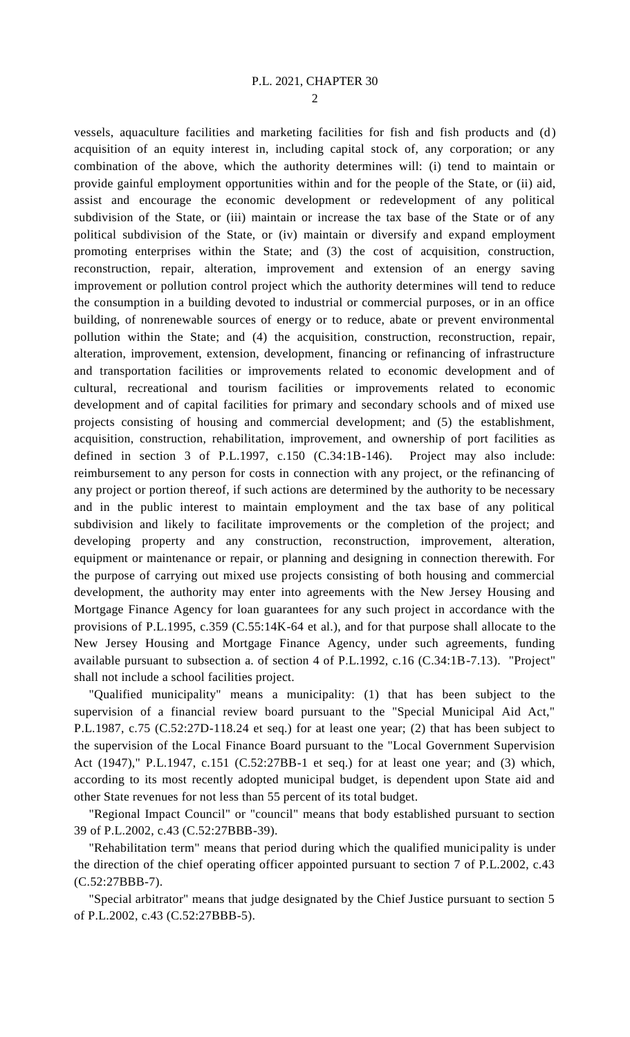vessels, aquaculture facilities and marketing facilities for fish and fish products and (d) acquisition of an equity interest in, including capital stock of, any corporation; or any combination of the above, which the authority determines will: (i) tend to maintain or provide gainful employment opportunities within and for the people of the State, or (ii) aid, assist and encourage the economic development or redevelopment of any political subdivision of the State, or (iii) maintain or increase the tax base of the State or of any political subdivision of the State, or (iv) maintain or diversify and expand employment promoting enterprises within the State; and (3) the cost of acquisition, construction, reconstruction, repair, alteration, improvement and extension of an energy saving improvement or pollution control project which the authority determines will tend to reduce the consumption in a building devoted to industrial or commercial purposes, or in an office building, of nonrenewable sources of energy or to reduce, abate or prevent environmental pollution within the State; and (4) the acquisition, construction, reconstruction, repair, alteration, improvement, extension, development, financing or refinancing of infrastructure and transportation facilities or improvements related to economic development and of cultural, recreational and tourism facilities or improvements related to economic development and of capital facilities for primary and secondary schools and of mixed use projects consisting of housing and commercial development; and (5) the establishment, acquisition, construction, rehabilitation, improvement, and ownership of port facilities as defined in section 3 of P.L.1997, c.150 (C.34:1B-146). Project may also include: reimbursement to any person for costs in connection with any project, or the refinancing of any project or portion thereof, if such actions are determined by the authority to be necessary and in the public interest to maintain employment and the tax base of any political subdivision and likely to facilitate improvements or the completion of the project; and developing property and any construction, reconstruction, improvement, alteration, equipment or maintenance or repair, or planning and designing in connection therewith. For the purpose of carrying out mixed use projects consisting of both housing and commercial development, the authority may enter into agreements with the New Jersey Housing and Mortgage Finance Agency for loan guarantees for any such project in accordance with the provisions of P.L.1995, c.359 (C.55:14K-64 et al.), and for that purpose shall allocate to the New Jersey Housing and Mortgage Finance Agency, under such agreements, funding available pursuant to subsection a. of section 4 of P.L.1992, c.16 (C.34:1B-7.13). "Project" shall not include a school facilities project.

"Qualified municipality" means a municipality: (1) that has been subject to the supervision of a financial review board pursuant to the "Special Municipal Aid Act," P.L.1987, c.75 (C.52:27D-118.24 et seq.) for at least one year; (2) that has been subject to the supervision of the Local Finance Board pursuant to the "Local Government Supervision Act (1947)," P.L.1947, c.151 (C.52:27BB-1 et seq.) for at least one year; and (3) which, according to its most recently adopted municipal budget, is dependent upon State aid and other State revenues for not less than 55 percent of its total budget.

"Regional Impact Council" or "council" means that body established pursuant to section 39 of P.L.2002, c.43 (C.52:27BBB-39).

"Rehabilitation term" means that period during which the qualified municipality is under the direction of the chief operating officer appointed pursuant to section 7 of P.L.2002, c.43 (C.52:27BBB-7).

"Special arbitrator" means that judge designated by the Chief Justice pursuant to section 5 of P.L.2002, c.43 (C.52:27BBB-5).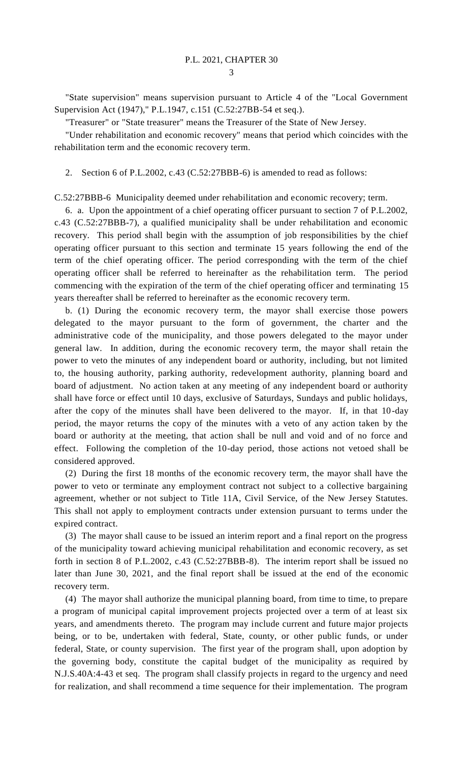"State supervision" means supervision pursuant to Article 4 of the "Local Government Supervision Act (1947)," P.L.1947, c.151 (C.52:27BB-54 et seq.).

"Treasurer" or "State treasurer" means the Treasurer of the State of New Jersey.

"Under rehabilitation and economic recovery" means that period which coincides with the rehabilitation term and the economic recovery term.

2. Section 6 of P.L.2002, c.43 (C.52:27BBB-6) is amended to read as follows:

C.52:27BBB-6 Municipality deemed under rehabilitation and economic recovery; term.

6. a. Upon the appointment of a chief operating officer pursuant to section 7 of P.L.2002, c.43 (C.52:27BBB-7), a qualified municipality shall be under rehabilitation and economic recovery. This period shall begin with the assumption of job responsibilities by the chief operating officer pursuant to this section and terminate 15 years following the end of the term of the chief operating officer. The period corresponding with the term of the chief operating officer shall be referred to hereinafter as the rehabilitation term. The period commencing with the expiration of the term of the chief operating officer and terminating 15 years thereafter shall be referred to hereinafter as the economic recovery term.

b. (1) During the economic recovery term, the mayor shall exercise those powers delegated to the mayor pursuant to the form of government, the charter and the administrative code of the municipality, and those powers delegated to the mayor under general law. In addition, during the economic recovery term, the mayor shall retain the power to veto the minutes of any independent board or authority, including, but not limited to, the housing authority, parking authority, redevelopment authority, planning board and board of adjustment. No action taken at any meeting of any independent board or authority shall have force or effect until 10 days, exclusive of Saturdays, Sundays and public holidays, after the copy of the minutes shall have been delivered to the mayor. If, in that 10-day period, the mayor returns the copy of the minutes with a veto of any action taken by the board or authority at the meeting, that action shall be null and void and of no force and effect. Following the completion of the 10-day period, those actions not vetoed shall be considered approved.

(2) During the first 18 months of the economic recovery term, the mayor shall have the power to veto or terminate any employment contract not subject to a collective bargaining agreement, whether or not subject to Title 11A, Civil Service, of the New Jersey Statutes. This shall not apply to employment contracts under extension pursuant to terms under the expired contract.

(3) The mayor shall cause to be issued an interim report and a final report on the progress of the municipality toward achieving municipal rehabilitation and economic recovery, as set forth in section 8 of P.L.2002, c.43 (C.52:27BBB-8). The interim report shall be issued no later than June 30, 2021, and the final report shall be issued at the end of the economic recovery term.

(4) The mayor shall authorize the municipal planning board, from time to time, to prepare a program of municipal capital improvement projects projected over a term of at least six years, and amendments thereto. The program may include current and future major projects being, or to be, undertaken with federal, State, county, or other public funds, or under federal, State, or county supervision. The first year of the program shall, upon adoption by the governing body, constitute the capital budget of the municipality as required by N.J.S.40A:4-43 et seq. The program shall classify projects in regard to the urgency and need for realization, and shall recommend a time sequence for their implementation. The program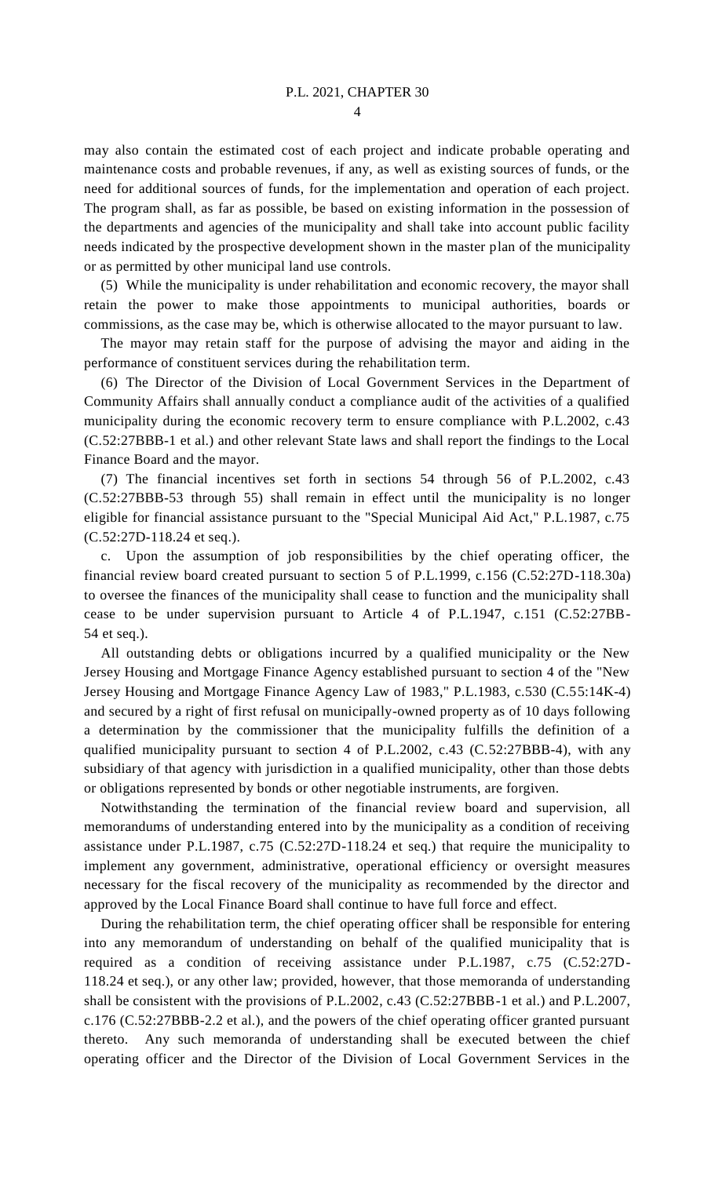may also contain the estimated cost of each project and indicate probable operating and maintenance costs and probable revenues, if any, as well as existing sources of funds, or the need for additional sources of funds, for the implementation and operation of each project. The program shall, as far as possible, be based on existing information in the possession of the departments and agencies of the municipality and shall take into account public facility needs indicated by the prospective development shown in the master plan of the municipality or as permitted by other municipal land use controls.

(5) While the municipality is under rehabilitation and economic recovery, the mayor shall retain the power to make those appointments to municipal authorities, boards or commissions, as the case may be, which is otherwise allocated to the mayor pursuant to law.

The mayor may retain staff for the purpose of advising the mayor and aiding in the performance of constituent services during the rehabilitation term.

(6) The Director of the Division of Local Government Services in the Department of Community Affairs shall annually conduct a compliance audit of the activities of a qualified municipality during the economic recovery term to ensure compliance with P.L.2002, c.43 (C.52:27BBB-1 et al.) and other relevant State laws and shall report the findings to the Local Finance Board and the mayor.

(7) The financial incentives set forth in sections 54 through 56 of P.L.2002, c.43 (C.52:27BBB-53 through 55) shall remain in effect until the municipality is no longer eligible for financial assistance pursuant to the "Special Municipal Aid Act," P.L.1987, c.75 (C.52:27D-118.24 et seq.).

c. Upon the assumption of job responsibilities by the chief operating officer, the financial review board created pursuant to section 5 of P.L.1999, c.156 (C.52:27D-118.30a) to oversee the finances of the municipality shall cease to function and the municipality shall cease to be under supervision pursuant to Article 4 of P.L.1947, c.151 (C.52:27BB-54 et seq.).

All outstanding debts or obligations incurred by a qualified municipality or the New Jersey Housing and Mortgage Finance Agency established pursuant to section 4 of the "New Jersey Housing and Mortgage Finance Agency Law of 1983," P.L.1983, c.530 (C.55:14K-4) and secured by a right of first refusal on municipally-owned property as of 10 days following a determination by the commissioner that the municipality fulfills the definition of a qualified municipality pursuant to section 4 of P.L.2002, c.43 (C.52:27BBB-4), with any subsidiary of that agency with jurisdiction in a qualified municipality, other than those debts or obligations represented by bonds or other negotiable instruments, are forgiven.

Notwithstanding the termination of the financial review board and supervision, all memorandums of understanding entered into by the municipality as a condition of receiving assistance under P.L.1987, c.75 (C.52:27D-118.24 et seq.) that require the municipality to implement any government, administrative, operational efficiency or oversight measures necessary for the fiscal recovery of the municipality as recommended by the director and approved by the Local Finance Board shall continue to have full force and effect.

During the rehabilitation term, the chief operating officer shall be responsible for entering into any memorandum of understanding on behalf of the qualified municipality that is required as a condition of receiving assistance under P.L.1987, c.75 (C.52:27D-118.24 et seq.), or any other law; provided, however, that those memoranda of understanding shall be consistent with the provisions of P.L.2002, c.43 (C.52:27BBB-1 et al.) and P.L.2007, c.176 (C.52:27BBB-2.2 et al.), and the powers of the chief operating officer granted pursuant thereto. Any such memoranda of understanding shall be executed between the chief operating officer and the Director of the Division of Local Government Services in the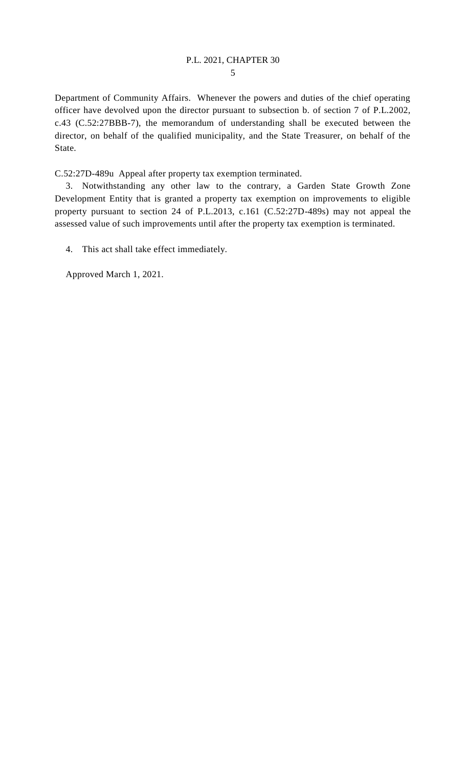Department of Community Affairs. Whenever the powers and duties of the chief operating officer have devolved upon the director pursuant to subsection b. of section 7 of P.L.2002, c.43 (C.52:27BBB-7), the memorandum of understanding shall be executed between the director, on behalf of the qualified municipality, and the State Treasurer, on behalf of the State.

C.52:27D-489u Appeal after property tax exemption terminated.

3. Notwithstanding any other law to the contrary, a Garden State Growth Zone Development Entity that is granted a property tax exemption on improvements to eligible property pursuant to section 24 of P.L.2013, c.161 (C.52:27D-489s) may not appeal the assessed value of such improvements until after the property tax exemption is terminated.

4. This act shall take effect immediately.

Approved March 1, 2021.